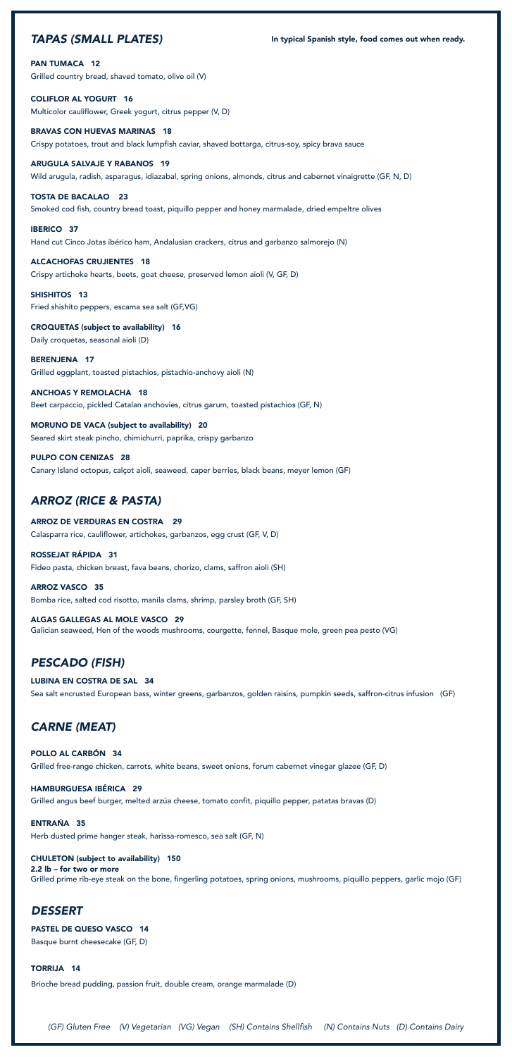## *TAPAS (SMALL PLATES)*

**In typical Spanish style, food comes out when ready.**

**PAN TUMACA 12**
Grilled country bread, shaved tomato, olive oil (V)

**COLIFLOR AL YOGURT 16**
Multicolor cauliflower, Greek yogurt, citrus pepper (V, D)

**BRAVAS CON HUEVAS MARINAS 18**
Crispy potatoes, trout and black lumpfish caviar, shaved bottarga, citrus-soy, spicy brava sauce

**ARUGULA SALVAJE Y RABANOS 19**
Wild arugula, radish, asparagus, idiazabal, spring onions, almonds, citrus and cabernet vinaigrette (GF, N, D)

**TOSTA DE BACALAO 23**
Smoked cod fish, country bread toast, piquillo pepper and honey marmalade, dried empeltre olives

**IBERICO 37**
Hand cut Cinco Jotas ibérico ham, Andalusian crackers, citrus and garbanzo salmorejo (N)

**ALCACHOFAS CRUJIENTES 18**
Crispy artichoke hearts, beets, goat cheese, preserved lemon aioli (V, GF, D)

**SHISHITOS 13**
Fried shishito peppers, escama sea salt (GF,VG)

**CROQUETAS (subject to availability) 16**
Daily croquetas, seasonal aioli (D)

**BERENJENA 17**
Grilled eggplant, toasted pistachios, pistachio-anchovy aioli (N)

**ANCHOAS Y REMOLACHA 18**
Beet carpaccio, pickled Catalan anchovies, citrus garum, toasted pistachios (GF, N)

**MORUNO DE VACA (subject to availability) 20**
Seared skirt steak pincho, chimichurri, paprika, crispy garbanzo

**PULPO CON CENIZAS 28**
Canary Island octopus, calçot aioli, seaweed, caper berries, black beans, meyer lemon (GF)

## *ARROZ (RICE & PASTA)*

**ARROZ DE VERDURAS EN COSTRA 29**
Calasparra rice, cauliflower, artichokes, garbanzos, egg crust (GF, V, D)

**ROSSEJAT RÁPIDA 31**
Fideo pasta, chicken breast, fava beans, chorizo, clams, saffron aioli (SH)

**ARROZ VASCO 35**
Bomba rice, salted cod risotto, manila clams, shrimp, parsley broth (GF, SH)

**ALGAS GALLEGAS AL MOLE VASCO 29**
Galician seaweed, Hen of the woods mushrooms, courgette, fennel, Basque mole, green pea pesto (VG)

## *PESCADO (FISH)*

**LUBINA EN COSTRA DE SAL 34**
Sea salt encrusted European bass, winter greens, garbanzos, golden raisins, pumpkin seeds, saffron-citrus infusion (GF)

## *CARNE (MEAT)*

**POLLO AL CARBÓN 34**
Grilled free-range chicken, carrots, white beans, sweet onions, forum cabernet vinegar glazee (GF, D)

**HAMBURGUESA IBÉRICA 29**
Grilled angus beef burger, melted arzúa cheese, tomato confit, piquillo pepper, patatas bravas (D)

**ENTRAÑA 35**
Herb dusted prime hanger steak, harissa-romesco, sea salt (GF, N)

**CHULETON (subject to availability) 150**
**2.2 lb – for two or more**
Grilled prime rib-eye steak on the bone, fingerling potatoes, spring onions, mushrooms, piquillo peppers, garlic mojo (GF)

## *DESSERT*

**PASTEL DE QUESO VASCO 14**
Basque burnt cheesecake (GF, D)

**TORRIJA 14**
Brioche bread pudding, passion fruit, double cream, orange marmalade (D)

*(GF) Gluten Free (V) Vegetarian (VG) Vegan (SH) Contains Shellfish (N) Contains Nuts (D) Contains Dairy*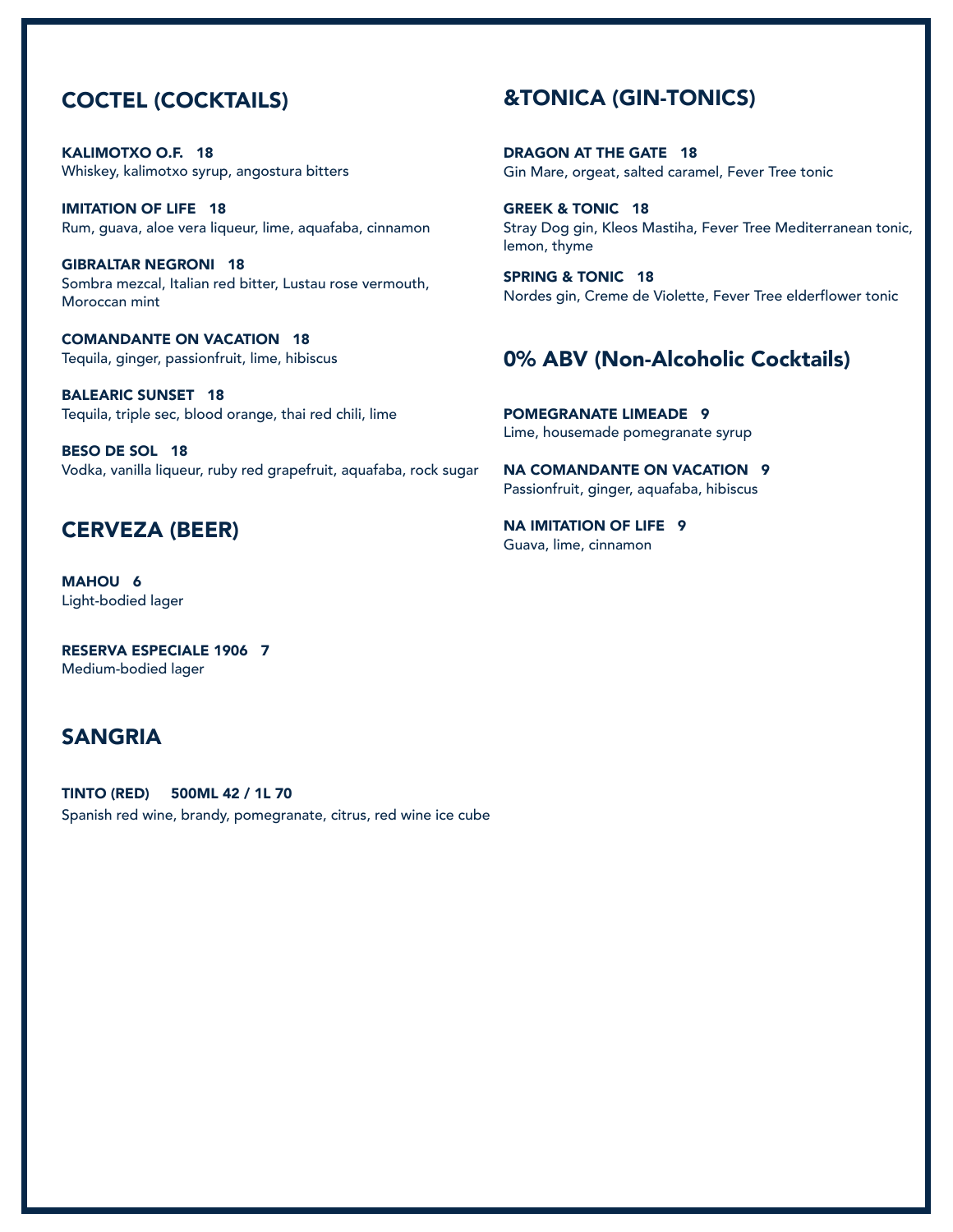## COCTEL (COCKTAILS)

**KALIMOTXO O.F. 18**
Whiskey, kalimotxo syrup, angostura bitters

**IMITATION OF LIFE 18**
Rum, guava, aloe vera liqueur, lime, aquafaba, cinnamon

**GIBRALTAR NEGRONI 18**
Sombra mezcal, Italian red bitter, Lustau rose vermouth, Moroccan mint

**COMANDANTE ON VACATION 18**
Tequila, ginger, passionfruit, lime, hibiscus

**BALEARIC SUNSET 18**
Tequila, triple sec, blood orange, thai red chili, lime

**BESO DE SOL 18**
Vodka, vanilla liqueur, ruby red grapefruit, aquafaba, rock sugar

## CERVEZA (BEER)

**MAHOU 6**
Light-bodied lager

**RESERVA ESPECIALE 1906 7**
Medium-bodied lager

## SANGRIA

**TINTO (RED) 500ML 42 / 1L 70**
Spanish red wine, brandy, pomegranate, citrus, red wine ice cube

## &TONICA (GIN-TONICS)

**DRAGON AT THE GATE 18**
Gin Mare, orgeat, salted caramel, Fever Tree tonic

**GREEK & TONIC 18**
Stray Dog gin, Kleos Mastiha, Fever Tree Mediterranean tonic, lemon, thyme

**SPRING & TONIC 18**
Nordes gin, Creme de Violette, Fever Tree elderflower tonic

## 0% ABV (Non-Alcoholic Cocktails)

**POMEGRANATE LIMEADE 9**
Lime, housemade pomegranate syrup

**NA COMANDANTE ON VACATION 9**
Passionfruit, ginger, aquafaba, hibiscus

**NA IMITATION OF LIFE 9**
Guava, lime, cinnamon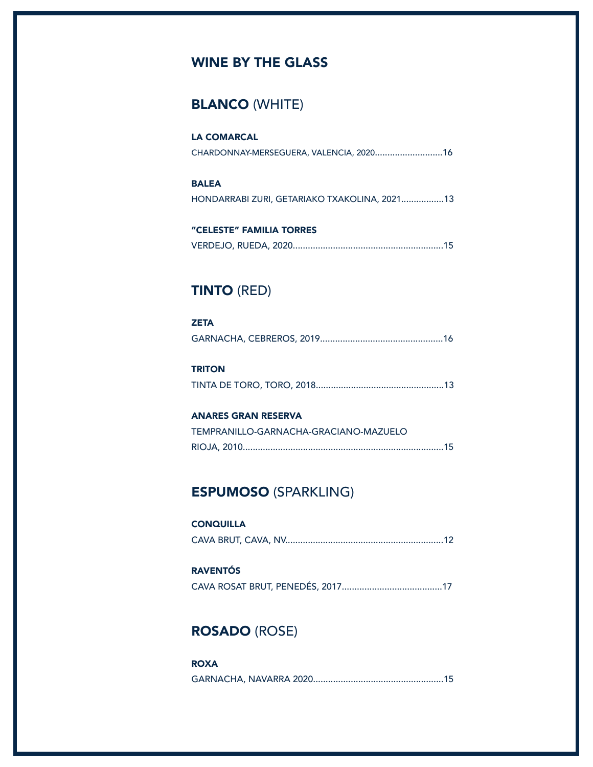# WINE BY THE GLASS

## BLANCO (WHITE)

**LA COMARCAL**
CHARDONNAY-MERSEGUERA, VALENCIA, 2020...........................16

**BALEA**
HONDARRABI ZURI, GETARIAKO TXAKOLINA, 2021.................13

**"CELESTE" FAMILIA TORRES**
VERDEJO, RUEDA, 2020............................................................15

## TINTO (RED)

**ZETA**
GARNACHA, CEBREROS, 2019.................................................16

**TRITON**
TINTA DE TORO, TORO, 2018...................................................13

**ANARES GRAN RESERVA**
TEMPRANILLO-GARNACHA-GRACIANO-MAZUELO
RIOJA, 2010................................................................................15

## ESPUMOSO (SPARKLING)

**CONQUILLA**
CAVA BRUT, CAVA, NV...............................................................12

**RAVENTÓS**
CAVA ROSAT BRUT, PENEDÉS, 2017........................................17

## ROSADO (ROSE)

**ROXA**
GARNACHA, NAVARRA 2020....................................................15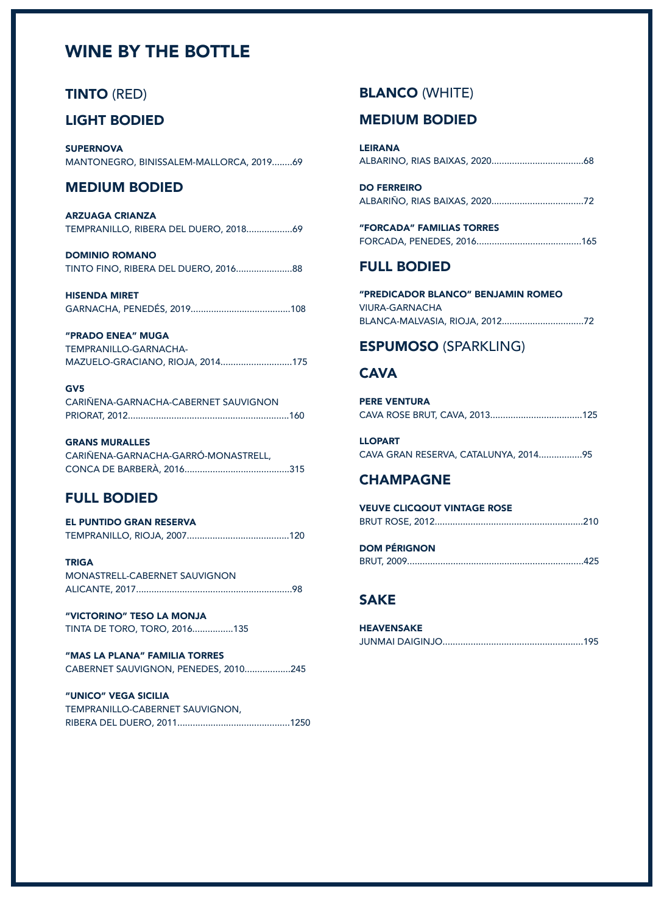# WINE BY THE BOTTLE

## TINTO (RED)

### LIGHT BODIED

**SUPERNOVA**
MANTONEGRO, BINISSALEM-MALLORCA, 2019........69

### MEDIUM BODIED

**ARZUAGA CRIANZA**
TEMPRANILLO, RIBERA DEL DUERO, 2018..................69

**DOMINIO ROMANO**
TINTO FINO, RIBERA DEL DUERO, 2016......................88

**HISENDA MIRET**
GARNACHA, PENEDÉS, 2019.......................................108

**"PRADO ENEA" MUGA**
TEMPRANILLO-GARNACHA-
MAZUELO-GRACIANO, RIOJA, 2014............................175

**GV5**
CARIÑENA-GARNACHA-CABERNET SAUVIGNON
PRIORAT, 2012...............................................................160

**GRANS MURALLES**
CARIÑENA-GARNACHA-GARRÓ-MONASTRELL,
CONCA DE BARBERÀ, 2016.........................................315

### FULL BODIED

**EL PUNTIDO GRAN RESERVA**
TEMPRANILLO, RIOJA, 2007........................................120

**TRIGA**
MONASTRELL-CABERNET SAUVIGNON
ALICANTE, 2017............................................................98

**"VICTORINO" TESO LA MONJA**
TINTA DE TORO, TORO, 2016................135

**"MAS LA PLANA" FAMILIA TORRES**
CABERNET SAUVIGNON, PENEDES, 2010..................245

**"UNICO" VEGA SICILIA**
TEMPRANILLO-CABERNET SAUVIGNON,
RIBERA DEL DUERO, 2011............................................1250

## BLANCO (WHITE)

### MEDIUM BODIED

**LEIRANA**
ALBARINO, RIAS BAIXAS, 2020....................................68

**DO FERREIRO**
ALBARIÑO, RIAS BAIXAS, 2020....................................72

**"FORCADA" FAMILIAS TORRES**
FORCADA, PENEDES, 2016.........................................165

### FULL BODIED

**"PREDICADOR BLANCO" BENJAMIN ROMEO**
VIURA-GARNACHA
BLANCA-MALVASIA, RIOJA, 2012................................72

## ESPUMOSO (SPARKLING)

### CAVA

**PERE VENTURA**
CAVA ROSE BRUT, CAVA, 2013....................................125

**LLOPART**
CAVA GRAN RESERVA, CATALUNYA, 2014.................95

### CHAMPAGNE

**VEUVE CLICQOUT VINTAGE ROSE**
BRUT ROSE, 2012..........................................................210

**DOM PÉRIGNON**
BRUT, 2009....................................................................425

## SAKE

**HEAVENSAKE**
JUNMAI DAIGINJO.......................................................195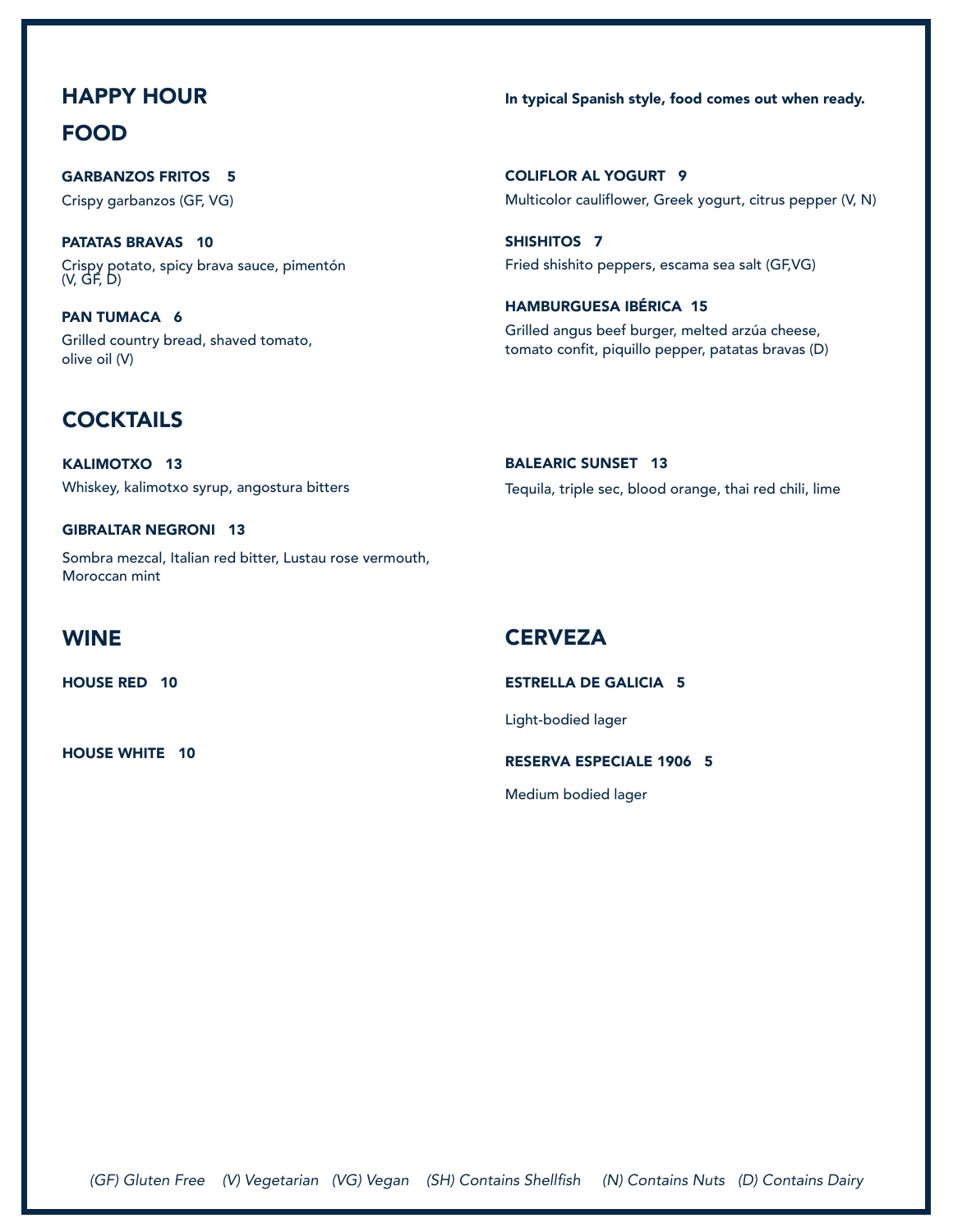# HAPPY HOUR

## FOOD

In typical Spanish style, food comes out when ready.

**GARBANZOS FRITOS 5**
Crispy garbanzos (GF, VG)

**PATATAS BRAVAS 10**
Crispy potato, spicy brava sauce, pimentón (V, GF, D)

**PAN TUMACA 6**
Grilled country bread, shaved tomato, olive oil (V)

**COLIFLOR AL YOGURT 9**
Multicolor cauliflower, Greek yogurt, citrus pepper (V, N)

**SHISHITOS 7**
Fried shishito peppers, escama sea salt (GF,VG)

**HAMBURGUESA IBÉRICA 15**
Grilled angus beef burger, melted arzúa cheese, tomato confit, piquillo pepper, patatas bravas (D)

## COCKTAILS

**KALIMOTXO 13**
Whiskey, kalimotxo syrup, angostura bitters

**GIBRALTAR NEGRONI 13**
Sombra mezcal, Italian red bitter, Lustau rose vermouth, Moroccan mint

**BALEARIC SUNSET 13**
Tequila, triple sec, blood orange, thai red chili, lime

## WINE

**HOUSE RED 10**

**HOUSE WHITE 10**

## CERVEZA

**ESTRELLA DE GALICIA 5**
Light-bodied lager

**RESERVA ESPECIALE 1906 5**
Medium bodied lager

*(GF) Gluten Free (V) Vegetarian (VG) Vegan (SH) Contains Shellfish (N) Contains Nuts (D) Contains Dairy*